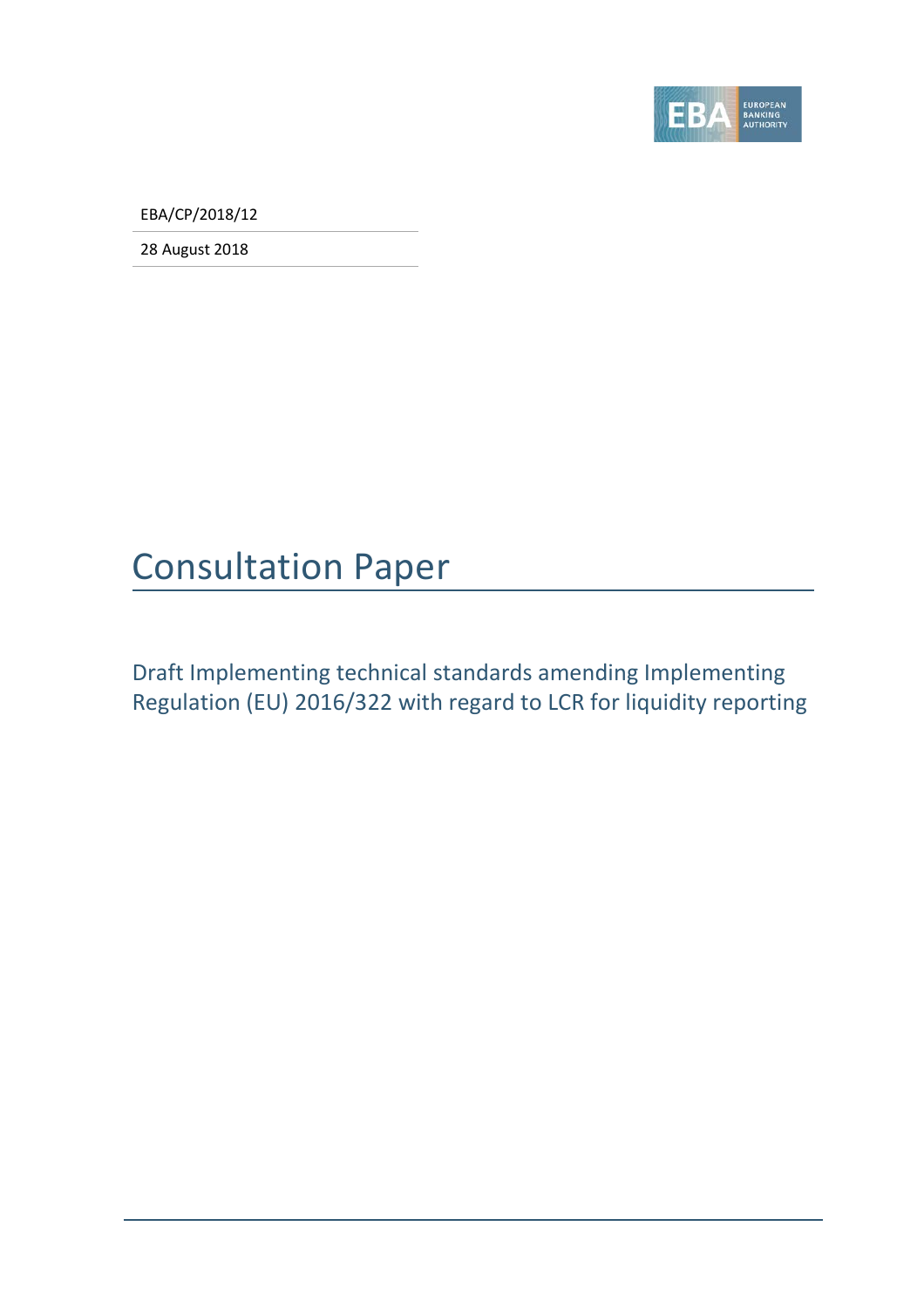EBA/CP/2018/12

28 August 2018

# Consultation Paper

## Draft Implementing technical standards amending Implementing Regulation (EU) 2016/322 with regard to LCR for liquidity reporting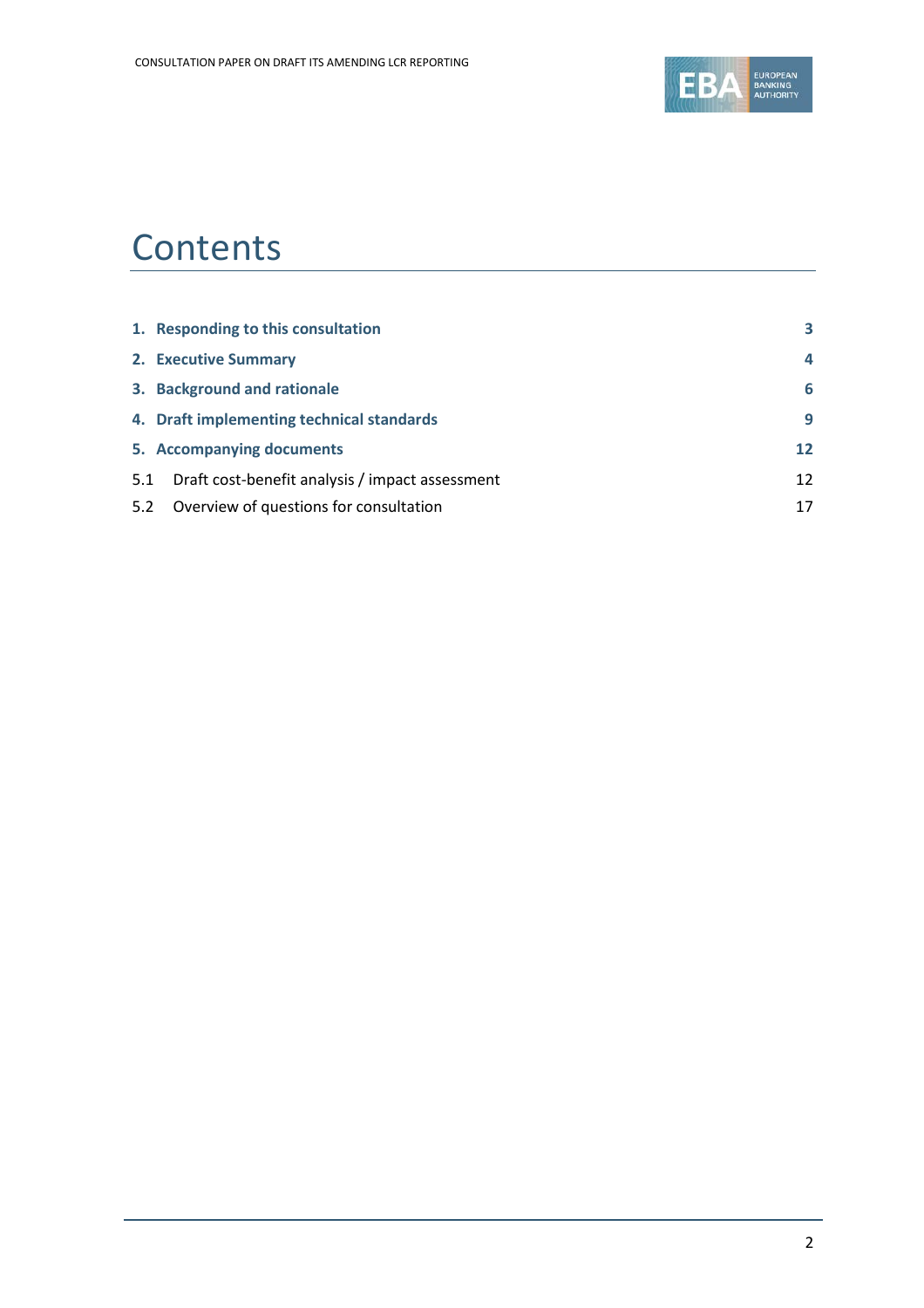# Contents

| | |
|---|---|
| **1. Responding to this consultation** | **3** |
| **2. Executive Summary** | **4** |
| **3. Background and rationale** | **6** |
| **4. Draft implementing technical standards** | **9** |
| **5. Accompanying documents** | **12** |
| 5.1 Draft cost-benefit analysis / impact assessment | 12 |
| 5.2 Overview of questions for consultation | 17 |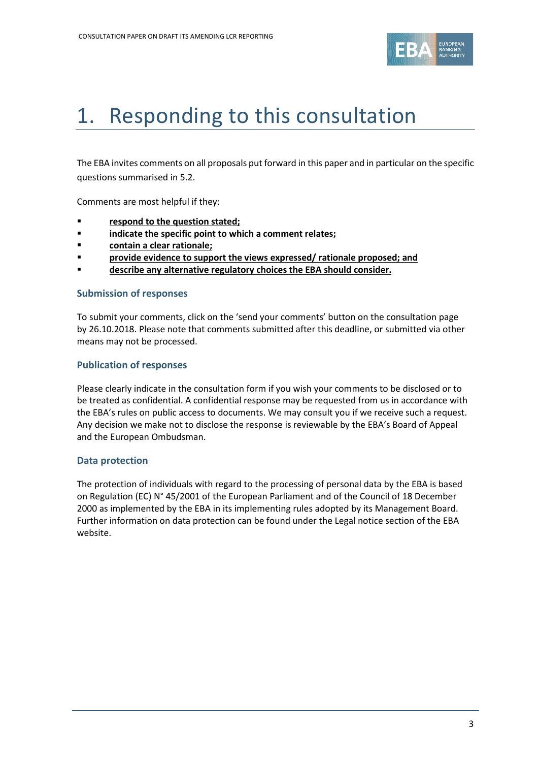# 1. Responding to this consultation

The EBA invites comments on all proposals put forward in this paper and in particular on the specific questions summarised in 5.2.

Comments are most helpful if they:

- **respond to the question stated;**
- **indicate the specific point to which a comment relates;**
- **contain a clear rationale;**
- **provide evidence to support the views expressed/ rationale proposed; and**
- **describe any alternative regulatory choices the EBA should consider.**

### Submission of responses

To submit your comments, click on the 'send your comments' button on the consultation page by 26.10.2018. Please note that comments submitted after this deadline, or submitted via other means may not be processed.

### Publication of responses

Please clearly indicate in the consultation form if you wish your comments to be disclosed or to be treated as confidential. A confidential response may be requested from us in accordance with the EBA's rules on public access to documents. We may consult you if we receive such a request. Any decision we make not to disclose the response is reviewable by the EBA's Board of Appeal and the European Ombudsman.

### Data protection

The protection of individuals with regard to the processing of personal data by the EBA is based on Regulation (EC) N° 45/2001 of the European Parliament and of the Council of 18 December 2000 as implemented by the EBA in its implementing rules adopted by its Management Board. Further information on data protection can be found under the Legal notice section of the EBA website.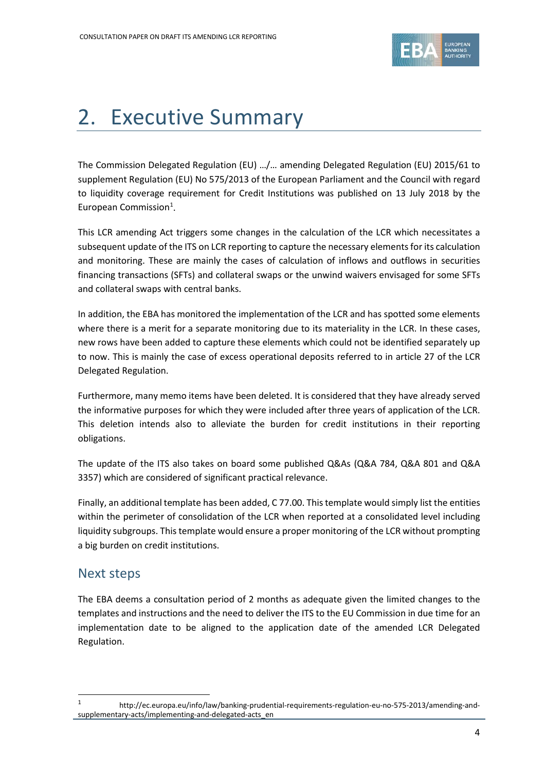# 2. Executive Summary

The Commission Delegated Regulation (EU) …/… amending Delegated Regulation (EU) 2015/61 to supplement Regulation (EU) No 575/2013 of the European Parliament and the Council with regard to liquidity coverage requirement for Credit Institutions was published on 13 July 2018 by the European Commission[1].

This LCR amending Act triggers some changes in the calculation of the LCR which necessitates a subsequent update of the ITS on LCR reporting to capture the necessary elements for its calculation and monitoring. These are mainly the cases of calculation of inflows and outflows in securities financing transactions (SFTs) and collateral swaps or the unwind waivers envisaged for some SFTs and collateral swaps with central banks.

In addition, the EBA has monitored the implementation of the LCR and has spotted some elements where there is a merit for a separate monitoring due to its materiality in the LCR. In these cases, new rows have been added to capture these elements which could not be identified separately up to now. This is mainly the case of excess operational deposits referred to in article 27 of the LCR Delegated Regulation.

Furthermore, many memo items have been deleted. It is considered that they have already served the informative purposes for which they were included after three years of application of the LCR. This deletion intends also to alleviate the burden for credit institutions in their reporting obligations.

The update of the ITS also takes on board some published Q&As (Q&A 784, Q&A 801 and Q&A 3357) which are considered of significant practical relevance.

Finally, an additional template has been added, C 77.00. This template would simply list the entities within the perimeter of consolidation of the LCR when reported at a consolidated level including liquidity subgroups. This template would ensure a proper monitoring of the LCR without prompting a big burden on credit institutions.

## Next steps

The EBA deems a consultation period of 2 months as adequate given the limited changes to the templates and instructions and the need to deliver the ITS to the EU Commission in due time for an implementation date to be aligned to the application date of the amended LCR Delegated Regulation.

[1] http://ec.europa.eu/info/law/banking-prudential-requirements-regulation-eu-no-575-2013/amending-and-supplementary-acts/implementing-and-delegated-acts_en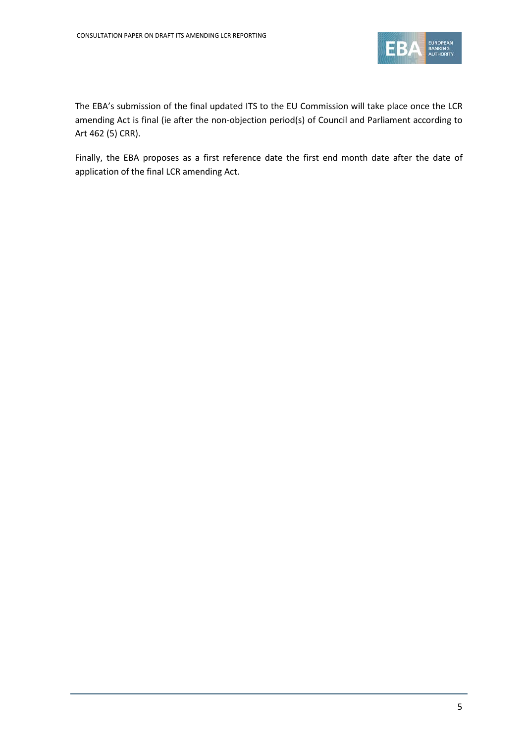The EBA's submission of the final updated ITS to the EU Commission will take place once the LCR amending Act is final (ie after the non-objection period(s) of Council and Parliament according to Art 462 (5) CRR).

Finally, the EBA proposes as a first reference date the first end month date after the date of application of the final LCR amending Act.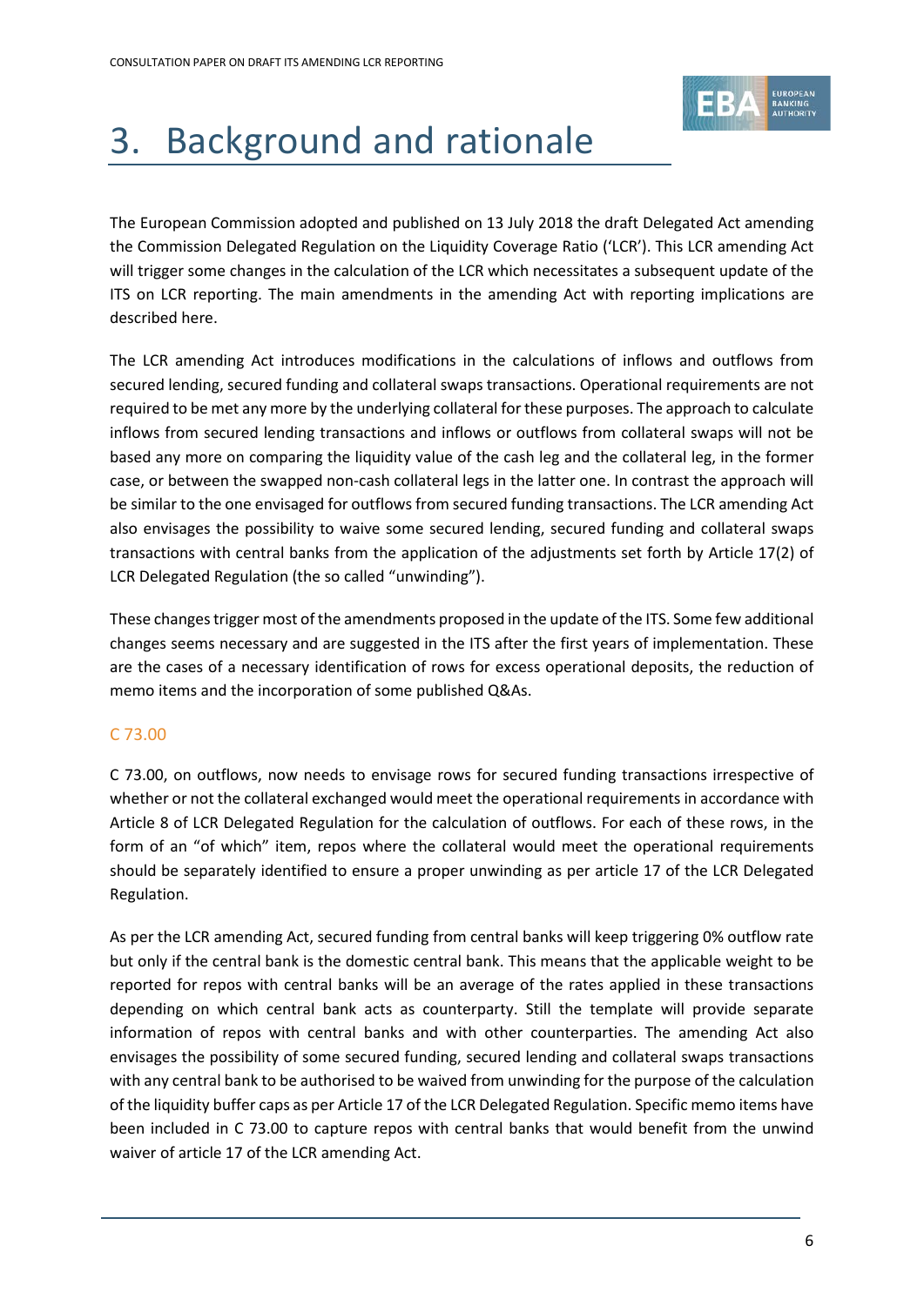# 3. Background and rationale

The European Commission adopted and published on 13 July 2018 the draft Delegated Act amending the Commission Delegated Regulation on the Liquidity Coverage Ratio ('LCR'). This LCR amending Act will trigger some changes in the calculation of the LCR which necessitates a subsequent update of the ITS on LCR reporting. The main amendments in the amending Act with reporting implications are described here.

The LCR amending Act introduces modifications in the calculations of inflows and outflows from secured lending, secured funding and collateral swaps transactions. Operational requirements are not required to be met any more by the underlying collateral for these purposes. The approach to calculate inflows from secured lending transactions and inflows or outflows from collateral swaps will not be based any more on comparing the liquidity value of the cash leg and the collateral leg, in the former case, or between the swapped non-cash collateral legs in the latter one. In contrast the approach will be similar to the one envisaged for outflows from secured funding transactions. The LCR amending Act also envisages the possibility to waive some secured lending, secured funding and collateral swaps transactions with central banks from the application of the adjustments set forth by Article 17(2) of LCR Delegated Regulation (the so called "unwinding").

These changes trigger most of the amendments proposed in the update of the ITS. Some few additional changes seems necessary and are suggested in the ITS after the first years of implementation. These are the cases of a necessary identification of rows for excess operational deposits, the reduction of memo items and the incorporation of some published Q&As.

## C 73.00

C 73.00, on outflows, now needs to envisage rows for secured funding transactions irrespective of whether or not the collateral exchanged would meet the operational requirements in accordance with Article 8 of LCR Delegated Regulation for the calculation of outflows. For each of these rows, in the form of an "of which" item, repos where the collateral would meet the operational requirements should be separately identified to ensure a proper unwinding as per article 17 of the LCR Delegated Regulation.

As per the LCR amending Act, secured funding from central banks will keep triggering 0% outflow rate but only if the central bank is the domestic central bank. This means that the applicable weight to be reported for repos with central banks will be an average of the rates applied in these transactions depending on which central bank acts as counterparty. Still the template will provide separate information of repos with central banks and with other counterparties. The amending Act also envisages the possibility of some secured funding, secured lending and collateral swaps transactions with any central bank to be authorised to be waived from unwinding for the purpose of the calculation of the liquidity buffer caps as per Article 17 of the LCR Delegated Regulation. Specific memo items have been included in C 73.00 to capture repos with central banks that would benefit from the unwind waiver of article 17 of the LCR amending Act.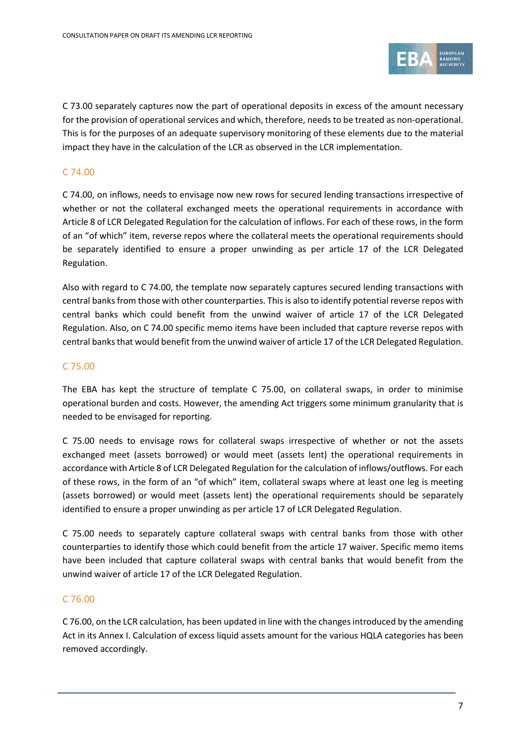C 73.00 separately captures now the part of operational deposits in excess of the amount necessary for the provision of operational services and which, therefore, needs to be treated as non-operational. This is for the purposes of an adequate supervisory monitoring of these elements due to the material impact they have in the calculation of the LCR as observed in the LCR implementation.

### C 74.00

C 74.00, on inflows, needs to envisage now new rows for secured lending transactions irrespective of whether or not the collateral exchanged meets the operational requirements in accordance with Article 8 of LCR Delegated Regulation for the calculation of inflows. For each of these rows, in the form of an "of which" item, reverse repos where the collateral meets the operational requirements should be separately identified to ensure a proper unwinding as per article 17 of the LCR Delegated Regulation.

Also with regard to C 74.00, the template now separately captures secured lending transactions with central banks from those with other counterparties. This is also to identify potential reverse repos with central banks which could benefit from the unwind waiver of article 17 of the LCR Delegated Regulation. Also, on C 74.00 specific memo items have been included that capture reverse repos with central banks that would benefit from the unwind waiver of article 17 of the LCR Delegated Regulation.

### C 75.00

The EBA has kept the structure of template C 75.00, on collateral swaps, in order to minimise operational burden and costs. However, the amending Act triggers some minimum granularity that is needed to be envisaged for reporting.

C 75.00 needs to envisage rows for collateral swaps irrespective of whether or not the assets exchanged meet (assets borrowed) or would meet (assets lent) the operational requirements in accordance with Article 8 of LCR Delegated Regulation for the calculation of inflows/outflows. For each of these rows, in the form of an "of which" item, collateral swaps where at least one leg is meeting (assets borrowed) or would meet (assets lent) the operational requirements should be separately identified to ensure a proper unwinding as per article 17 of LCR Delegated Regulation.

C 75.00 needs to separately capture collateral swaps with central banks from those with other counterparties to identify those which could benefit from the article 17 waiver. Specific memo items have been included that capture collateral swaps with central banks that would benefit from the unwind waiver of article 17 of the LCR Delegated Regulation.

### C 76.00

C 76.00, on the LCR calculation, has been updated in line with the changes introduced by the amending Act in its Annex I. Calculation of excess liquid assets amount for the various HQLA categories has been removed accordingly.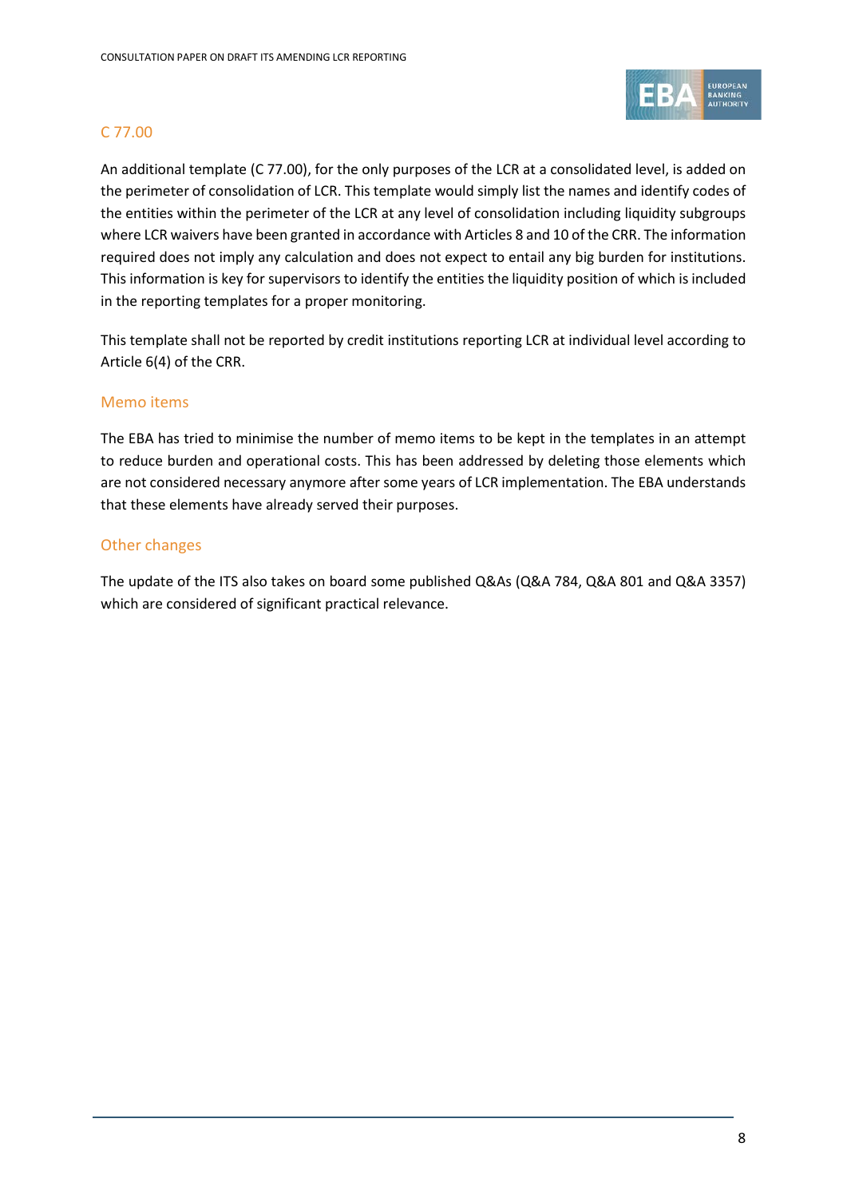### C 77.00

An additional template (C 77.00), for the only purposes of the LCR at a consolidated level, is added on the perimeter of consolidation of LCR. This template would simply list the names and identify codes of the entities within the perimeter of the LCR at any level of consolidation including liquidity subgroups where LCR waivers have been granted in accordance with Articles 8 and 10 of the CRR. The information required does not imply any calculation and does not expect to entail any big burden for institutions. This information is key for supervisors to identify the entities the liquidity position of which is included in the reporting templates for a proper monitoring.

This template shall not be reported by credit institutions reporting LCR at individual level according to Article 6(4) of the CRR.

### Memo items

The EBA has tried to minimise the number of memo items to be kept in the templates in an attempt to reduce burden and operational costs. This has been addressed by deleting those elements which are not considered necessary anymore after some years of LCR implementation. The EBA understands that these elements have already served their purposes.

### Other changes

The update of the ITS also takes on board some published Q&As (Q&A 784, Q&A 801 and Q&A 3357) which are considered of significant practical relevance.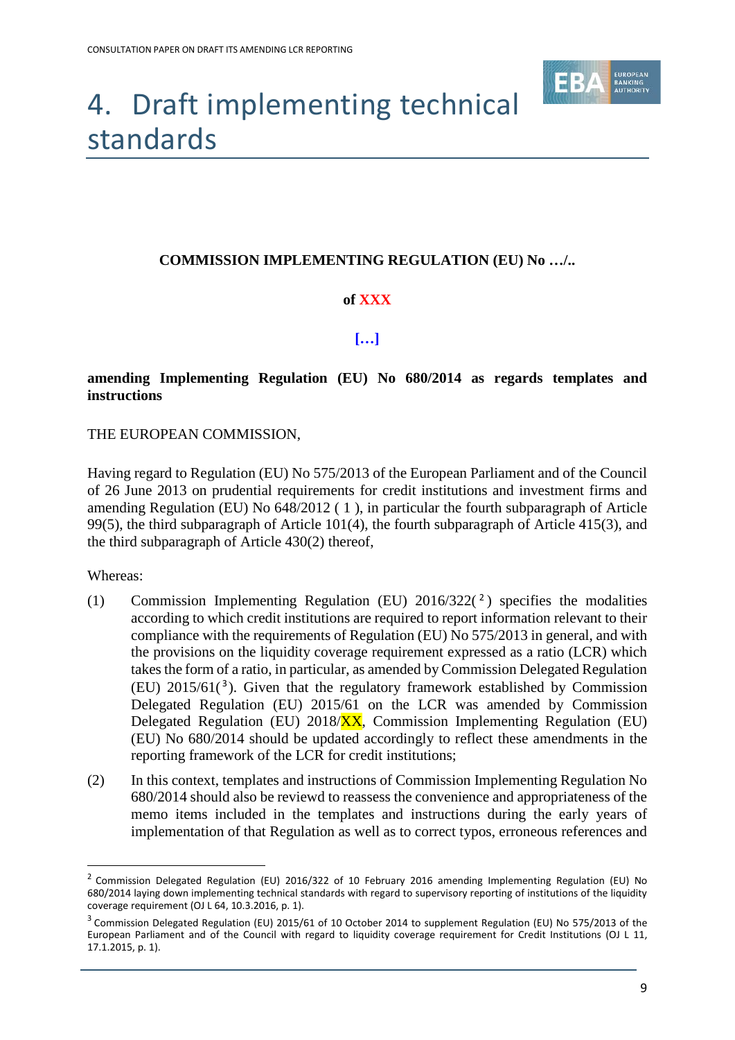# 4. Draft implementing technical standards

**COMMISSION IMPLEMENTING REGULATION (EU) No …/..**

**of XXX**

**[…]**

**amending Implementing Regulation (EU) No 680/2014 as regards templates and instructions**

THE EUROPEAN COMMISSION,

Having regard to Regulation (EU) No 575/2013 of the European Parliament and of the Council of 26 June 2013 on prudential requirements for credit institutions and investment firms and amending Regulation (EU) No 648/2012 ( 1 ), in particular the fourth subparagraph of Article 99(5), the third subparagraph of Article 101(4), the fourth subparagraph of Article 415(3), and the third subparagraph of Article 430(2) thereof,

Whereas:

(1) Commission Implementing Regulation (EU) 2016/322([2]) specifies the modalities according to which credit institutions are required to report information relevant to their compliance with the requirements of Regulation (EU) No 575/2013 in general, and with the provisions on the liquidity coverage requirement expressed as a ratio (LCR) which takes the form of a ratio, in particular, as amended by Commission Delegated Regulation (EU) 2015/61([3]). Given that the regulatory framework established by Commission Delegated Regulation (EU) 2015/61 on the LCR was amended by Commission Delegated Regulation (EU) 2018/XX, Commission Implementing Regulation (EU) (EU) No 680/2014 should be updated accordingly to reflect these amendments in the reporting framework of the LCR for credit institutions;

(2) In this context, templates and instructions of Commission Implementing Regulation No 680/2014 should also be reviewd to reassess the convenience and appropriateness of the memo items included in the templates and instructions during the early years of implementation of that Regulation as well as to correct typos, erroneous references and

[2] Commission Delegated Regulation (EU) 2016/322 of 10 February 2016 amending Implementing Regulation (EU) No 680/2014 laying down implementing technical standards with regard to supervisory reporting of institutions of the liquidity coverage requirement (OJ L 64, 10.3.2016, p. 1).

[3] Commission Delegated Regulation (EU) 2015/61 of 10 October 2014 to supplement Regulation (EU) No 575/2013 of the European Parliament and of the Council with regard to liquidity coverage requirement for Credit Institutions (OJ L 11, 17.1.2015, p. 1).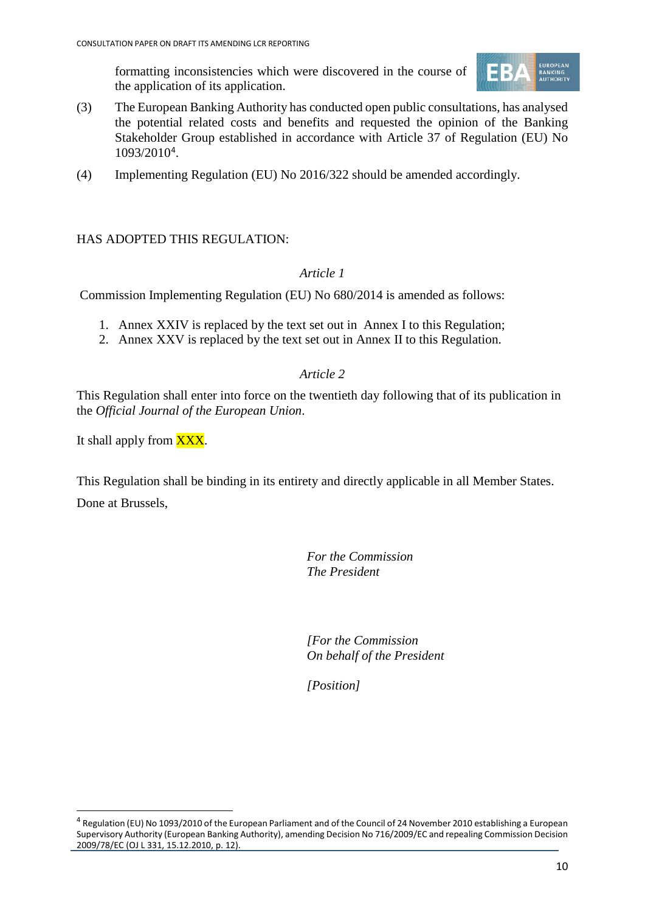formatting inconsistencies which were discovered in the course of the application of its application.

(3) The European Banking Authority has conducted open public consultations, has analysed the potential related costs and benefits and requested the opinion of the Banking Stakeholder Group established in accordance with Article 37 of Regulation (EU) No 1093/2010[4].

(4) Implementing Regulation (EU) No 2016/322 should be amended accordingly.

HAS ADOPTED THIS REGULATION:

*Article 1*

Commission Implementing Regulation (EU) No 680/2014 is amended as follows:

1. Annex XXIV is replaced by the text set out in Annex I to this Regulation;
2. Annex XXV is replaced by the text set out in Annex II to this Regulation.

*Article 2*

This Regulation shall enter into force on the twentieth day following that of its publication in the *Official Journal of the European Union*.

It shall apply from XXX.

This Regulation shall be binding in its entirety and directly applicable in all Member States.

Done at Brussels,

*For the Commission*
*The President*

*[For the Commission*
*On behalf of the President*

*[Position]*

---

[4] Regulation (EU) No 1093/2010 of the European Parliament and of the Council of 24 November 2010 establishing a European Supervisory Authority (European Banking Authority), amending Decision No 716/2009/EC and repealing Commission Decision 2009/78/EC (OJ L 331, 15.12.2010, p. 12).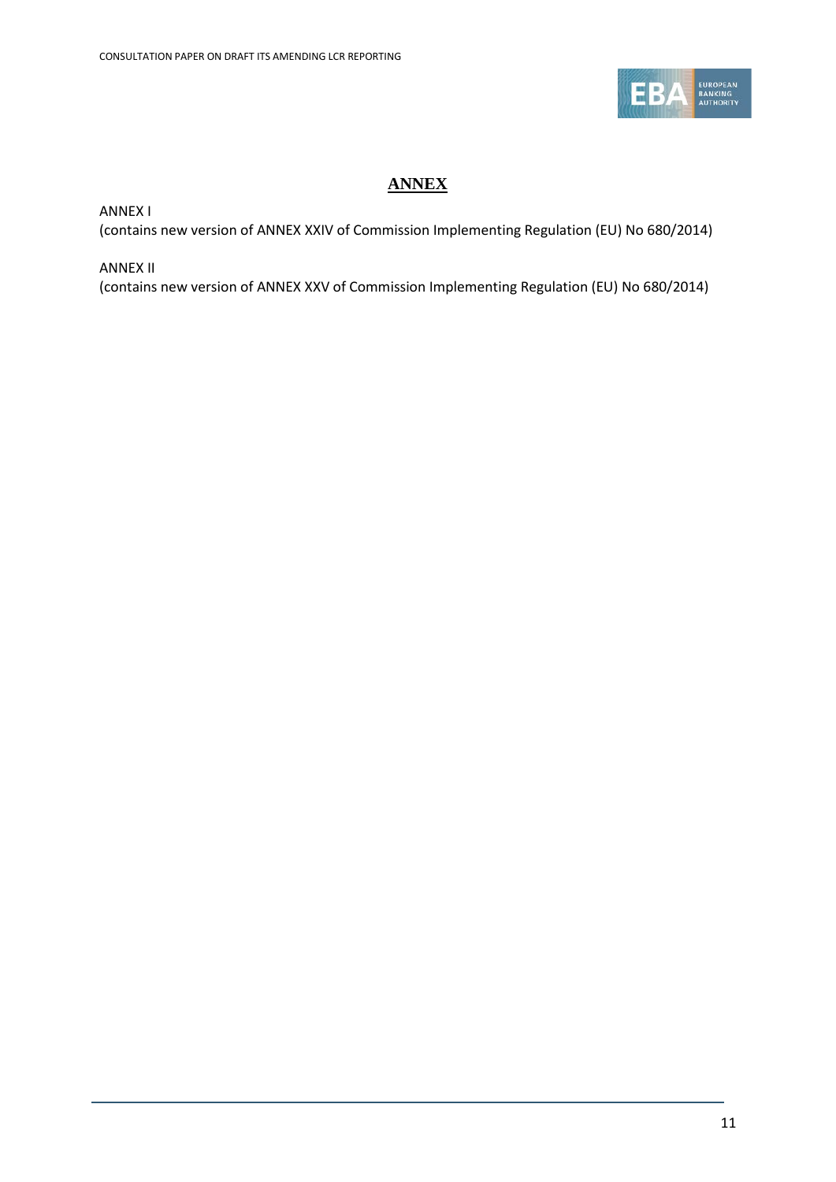# ANNEX

ANNEX I
(contains new version of ANNEX XXIV of Commission Implementing Regulation (EU) No 680/2014)

ANNEX II
(contains new version of ANNEX XXV of Commission Implementing Regulation (EU) No 680/2014)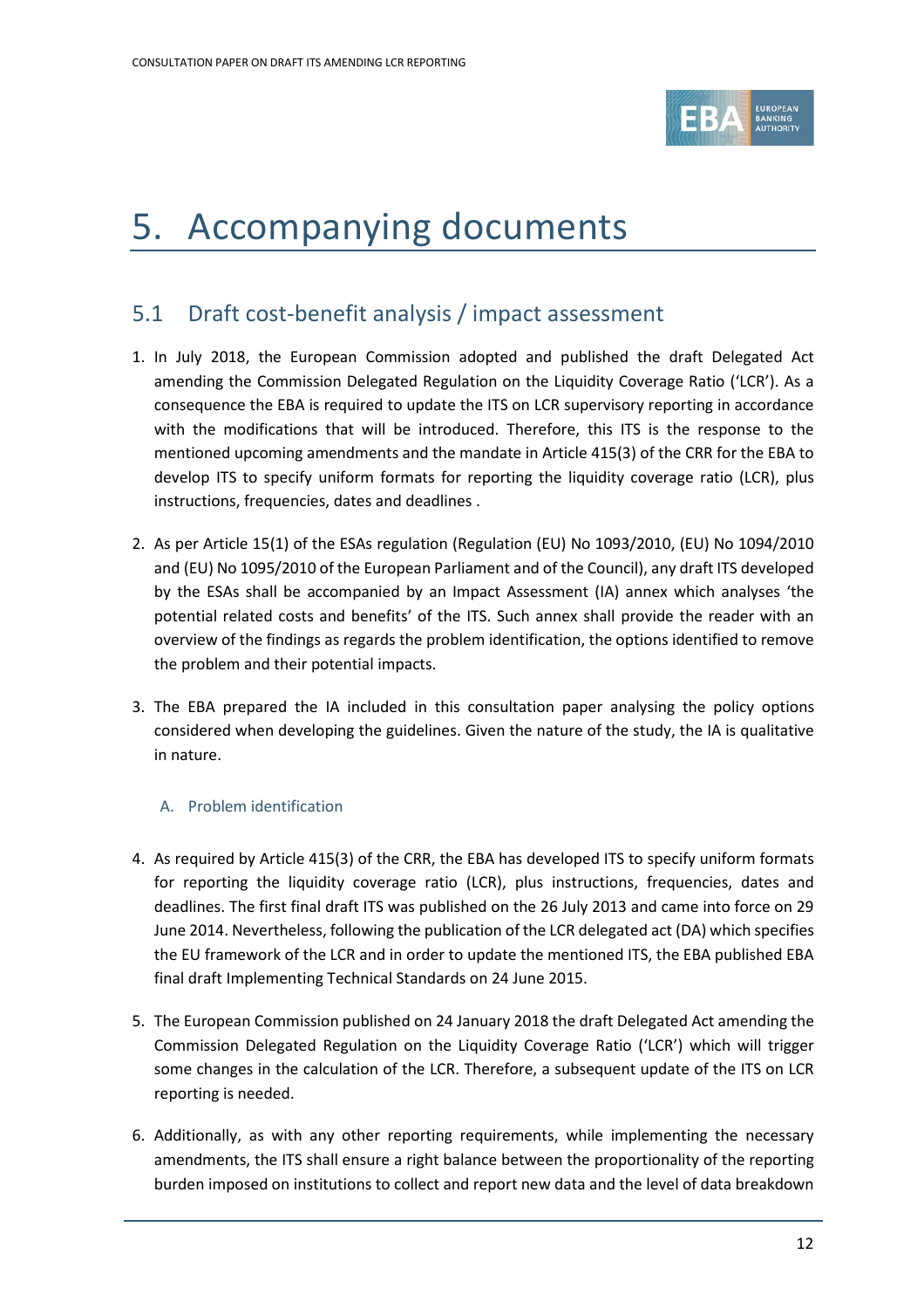# 5. Accompanying documents

## 5.1 Draft cost-benefit analysis / impact assessment

1. In July 2018, the European Commission adopted and published the draft Delegated Act amending the Commission Delegated Regulation on the Liquidity Coverage Ratio ('LCR'). As a consequence the EBA is required to update the ITS on LCR supervisory reporting in accordance with the modifications that will be introduced. Therefore, this ITS is the response to the mentioned upcoming amendments and the mandate in Article 415(3) of the CRR for the EBA to develop ITS to specify uniform formats for reporting the liquidity coverage ratio (LCR), plus instructions, frequencies, dates and deadlines .

2. As per Article 15(1) of the ESAs regulation (Regulation (EU) No 1093/2010, (EU) No 1094/2010 and (EU) No 1095/2010 of the European Parliament and of the Council), any draft ITS developed by the ESAs shall be accompanied by an Impact Assessment (IA) annex which analyses 'the potential related costs and benefits' of the ITS. Such annex shall provide the reader with an overview of the findings as regards the problem identification, the options identified to remove the problem and their potential impacts.

3. The EBA prepared the IA included in this consultation paper analysing the policy options considered when developing the guidelines. Given the nature of the study, the IA is qualitative in nature.

### A. Problem identification

4. As required by Article 415(3) of the CRR, the EBA has developed ITS to specify uniform formats for reporting the liquidity coverage ratio (LCR), plus instructions, frequencies, dates and deadlines. The first final draft ITS was published on the 26 July 2013 and came into force on 29 June 2014. Nevertheless, following the publication of the LCR delegated act (DA) which specifies the EU framework of the LCR and in order to update the mentioned ITS, the EBA published EBA final draft Implementing Technical Standards on 24 June 2015.

5. The European Commission published on 24 January 2018 the draft Delegated Act amending the Commission Delegated Regulation on the Liquidity Coverage Ratio ('LCR') which will trigger some changes in the calculation of the LCR. Therefore, a subsequent update of the ITS on LCR reporting is needed.

6. Additionally, as with any other reporting requirements, while implementing the necessary amendments, the ITS shall ensure a right balance between the proportionality of the reporting burden imposed on institutions to collect and report new data and the level of data breakdown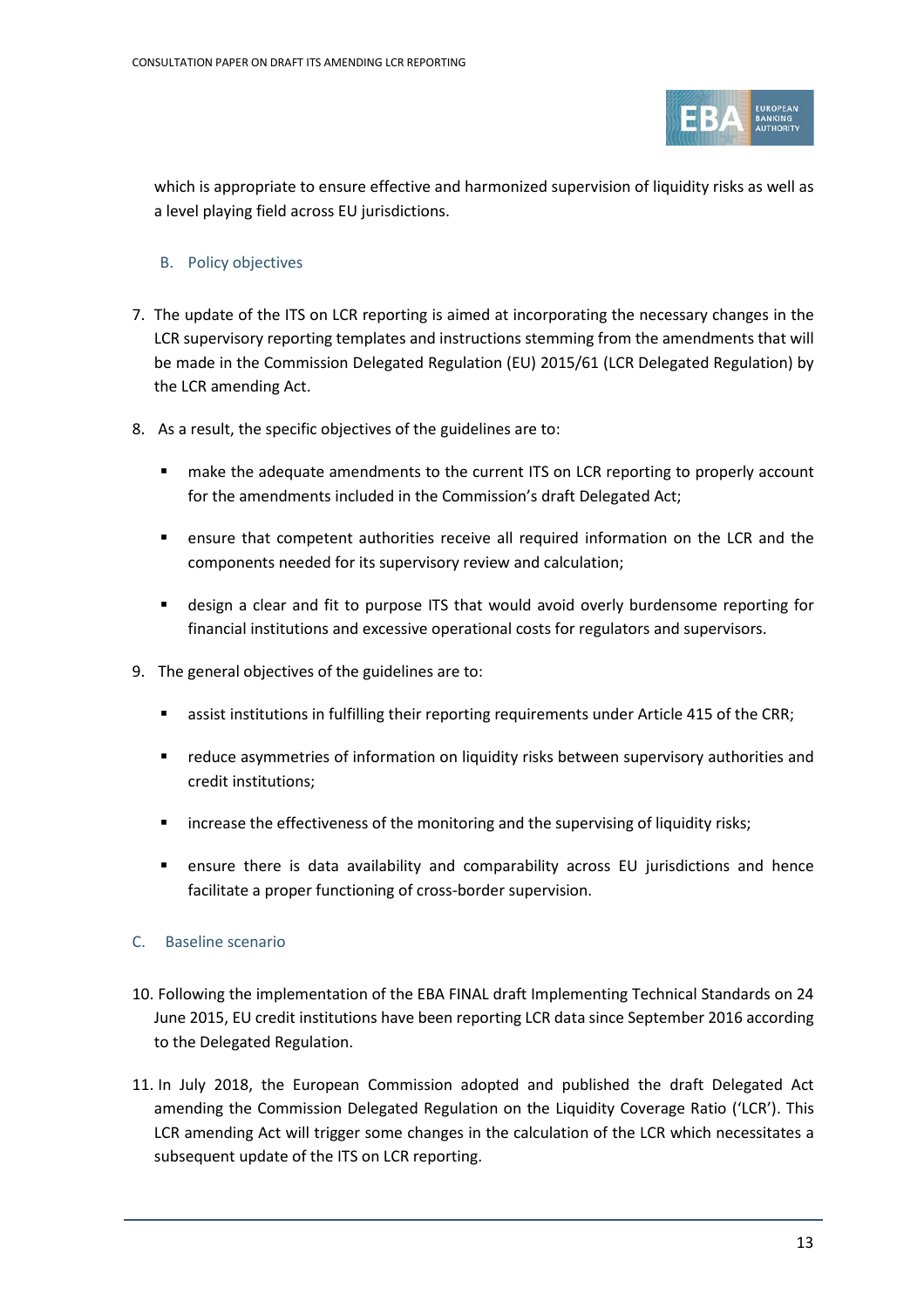which is appropriate to ensure effective and harmonized supervision of liquidity risks as well as a level playing field across EU jurisdictions.

## B. Policy objectives

7. The update of the ITS on LCR reporting is aimed at incorporating the necessary changes in the LCR supervisory reporting templates and instructions stemming from the amendments that will be made in the Commission Delegated Regulation (EU) 2015/61 (LCR Delegated Regulation) by the LCR amending Act.

8. As a result, the specific objectives of the guidelines are to:

   - make the adequate amendments to the current ITS on LCR reporting to properly account for the amendments included in the Commission's draft Delegated Act;
   - ensure that competent authorities receive all required information on the LCR and the components needed for its supervisory review and calculation;
   - design a clear and fit to purpose ITS that would avoid overly burdensome reporting for financial institutions and excessive operational costs for regulators and supervisors.

9. The general objectives of the guidelines are to:

   - assist institutions in fulfilling their reporting requirements under Article 415 of the CRR;
   - reduce asymmetries of information on liquidity risks between supervisory authorities and credit institutions;
   - increase the effectiveness of the monitoring and the supervising of liquidity risks;
   - ensure there is data availability and comparability across EU jurisdictions and hence facilitate a proper functioning of cross-border supervision.

## C. Baseline scenario

10. Following the implementation of the EBA FINAL draft Implementing Technical Standards on 24 June 2015, EU credit institutions have been reporting LCR data since September 2016 according to the Delegated Regulation.

11. In July 2018, the European Commission adopted and published the draft Delegated Act amending the Commission Delegated Regulation on the Liquidity Coverage Ratio ('LCR'). This LCR amending Act will trigger some changes in the calculation of the LCR which necessitates a subsequent update of the ITS on LCR reporting.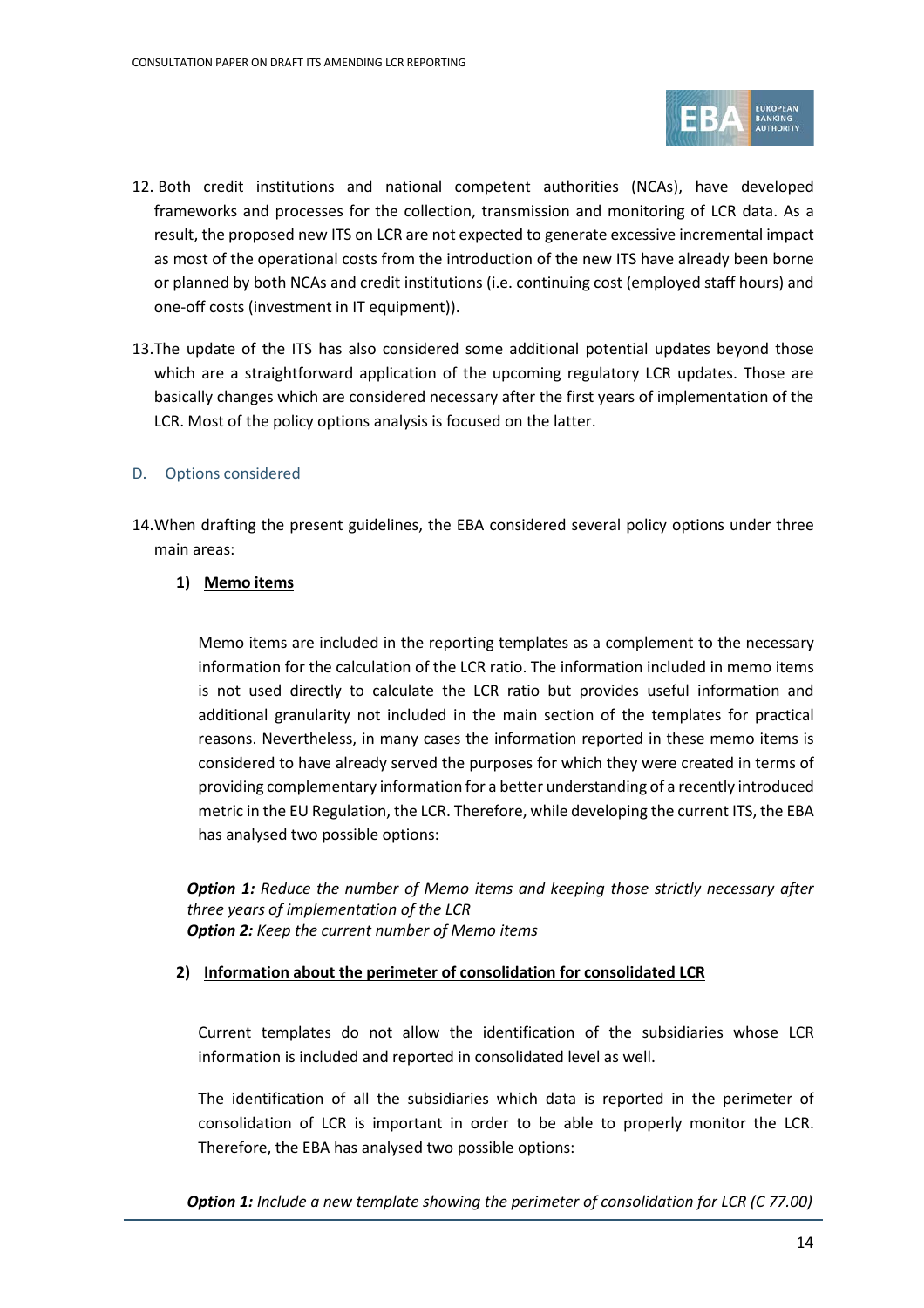12. Both credit institutions and national competent authorities (NCAs), have developed frameworks and processes for the collection, transmission and monitoring of LCR data. As a result, the proposed new ITS on LCR are not expected to generate excessive incremental impact as most of the operational costs from the introduction of the new ITS have already been borne or planned by both NCAs and credit institutions (i.e. continuing cost (employed staff hours) and one-off costs (investment in IT equipment)).

13. The update of the ITS has also considered some additional potential updates beyond those which are a straightforward application of the upcoming regulatory LCR updates. Those are basically changes which are considered necessary after the first years of implementation of the LCR. Most of the policy options analysis is focused on the latter.

### D. Options considered

14. When drafting the present guidelines, the EBA considered several policy options under three main areas:

#### 1) Memo items

Memo items are included in the reporting templates as a complement to the necessary information for the calculation of the LCR ratio. The information included in memo items is not used directly to calculate the LCR ratio but provides useful information and additional granularity not included in the main section of the templates for practical reasons. Nevertheless, in many cases the information reported in these memo items is considered to have already served the purposes for which they were created in terms of providing complementary information for a better understanding of a recently introduced metric in the EU Regulation, the LCR. Therefore, while developing the current ITS, the EBA has analysed two possible options:

***Option 1:*** *Reduce the number of Memo items and keeping those strictly necessary after three years of implementation of the LCR*
***Option 2:*** *Keep the current number of Memo items*

#### 2) Information about the perimeter of consolidation for consolidated LCR

Current templates do not allow the identification of the subsidiaries whose LCR information is included and reported in consolidated level as well.

The identification of all the subsidiaries which data is reported in the perimeter of consolidation of LCR is important in order to be able to properly monitor the LCR. Therefore, the EBA has analysed two possible options:

***Option 1:*** *Include a new template showing the perimeter of consolidation for LCR (C 77.00)*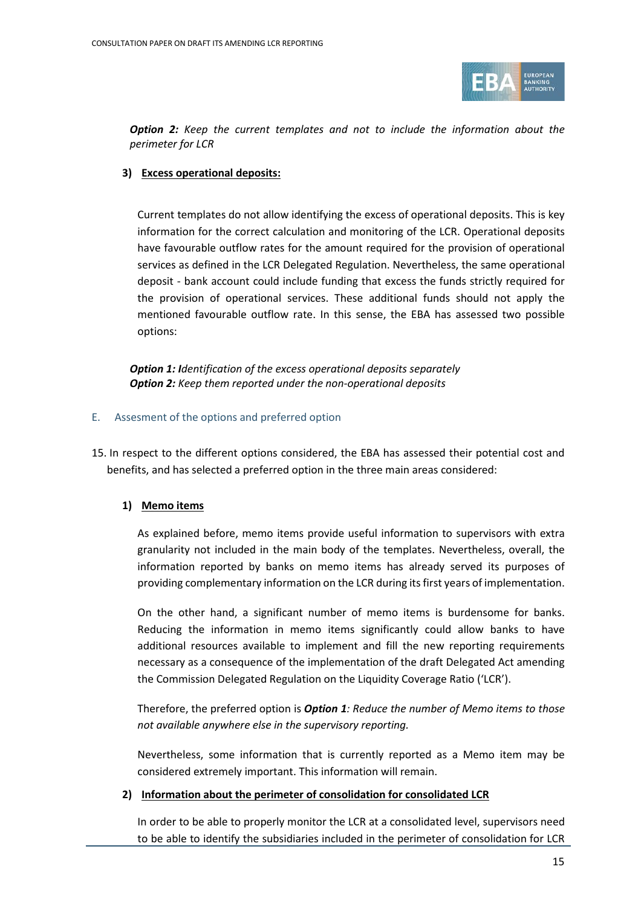***Option 2:*** *Keep the current templates and not to include the information about the perimeter for LCR*

**3) <u>Excess operational deposits:</u>**

Current templates do not allow identifying the excess of operational deposits. This is key information for the correct calculation and monitoring of the LCR. Operational deposits have favourable outflow rates for the amount required for the provision of operational services as defined in the LCR Delegated Regulation. Nevertheless, the same operational deposit - bank account could include funding that excess the funds strictly required for the provision of operational services. These additional funds should not apply the mentioned favourable outflow rate. In this sense, the EBA has assessed two possible options:

***Option 1:*** ***I****dentification of the excess operational deposits separately*
***Option 2:*** *Keep them reported under the non-operational deposits*

## E. Assesment of the options and preferred option

15. In respect to the different options considered, the EBA has assessed their potential cost and benefits, and has selected a preferred option in the three main areas considered:

**1) <u>Memo items</u>**

As explained before, memo items provide useful information to supervisors with extra granularity not included in the main body of the templates. Nevertheless, overall, the information reported by banks on memo items has already served its purposes of providing complementary information on the LCR during its first years of implementation.

On the other hand, a significant number of memo items is burdensome for banks. Reducing the information in memo items significantly could allow banks to have additional resources available to implement and fill the new reporting requirements necessary as a consequence of the implementation of the draft Delegated Act amending the Commission Delegated Regulation on the Liquidity Coverage Ratio ('LCR').

Therefore, the preferred option is ***Option 1****: Reduce the number of Memo items to those not available anywhere else in the supervisory reporting.*

Nevertheless, some information that is currently reported as a Memo item may be considered extremely important. This information will remain.

**2) <u>Information about the perimeter of consolidation for consolidated LCR</u>**

In order to be able to properly monitor the LCR at a consolidated level, supervisors need to be able to identify the subsidiaries included in the perimeter of consolidation for LCR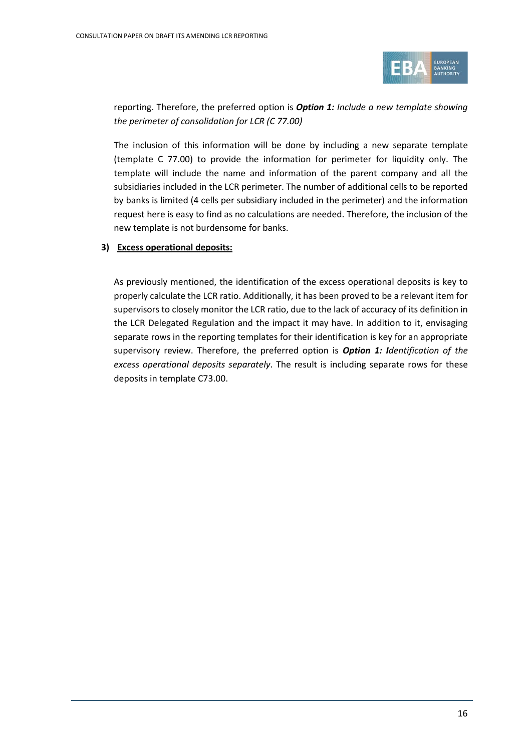reporting. Therefore, the preferred option is ***Option 1:*** *Include a new template showing the perimeter of consolidation for LCR (C 77.00)*

The inclusion of this information will be done by including a new separate template (template C 77.00) to provide the information for perimeter for liquidity only. The template will include the name and information of the parent company and all the subsidiaries included in the LCR perimeter. The number of additional cells to be reported by banks is limited (4 cells per subsidiary included in the perimeter) and the information request here is easy to find as no calculations are needed. Therefore, the inclusion of the new template is not burdensome for banks.

**3) Excess operational deposits:**

As previously mentioned, the identification of the excess operational deposits is key to properly calculate the LCR ratio. Additionally, it has been proved to be a relevant item for supervisors to closely monitor the LCR ratio, due to the lack of accuracy of its definition in the LCR Delegated Regulation and the impact it may have. In addition to it, envisaging separate rows in the reporting templates for their identification is key for an appropriate supervisory review. Therefore, the preferred option is ***Option 1: I****dentification of the excess operational deposits separately*. The result is including separate rows for these deposits in template C73.00.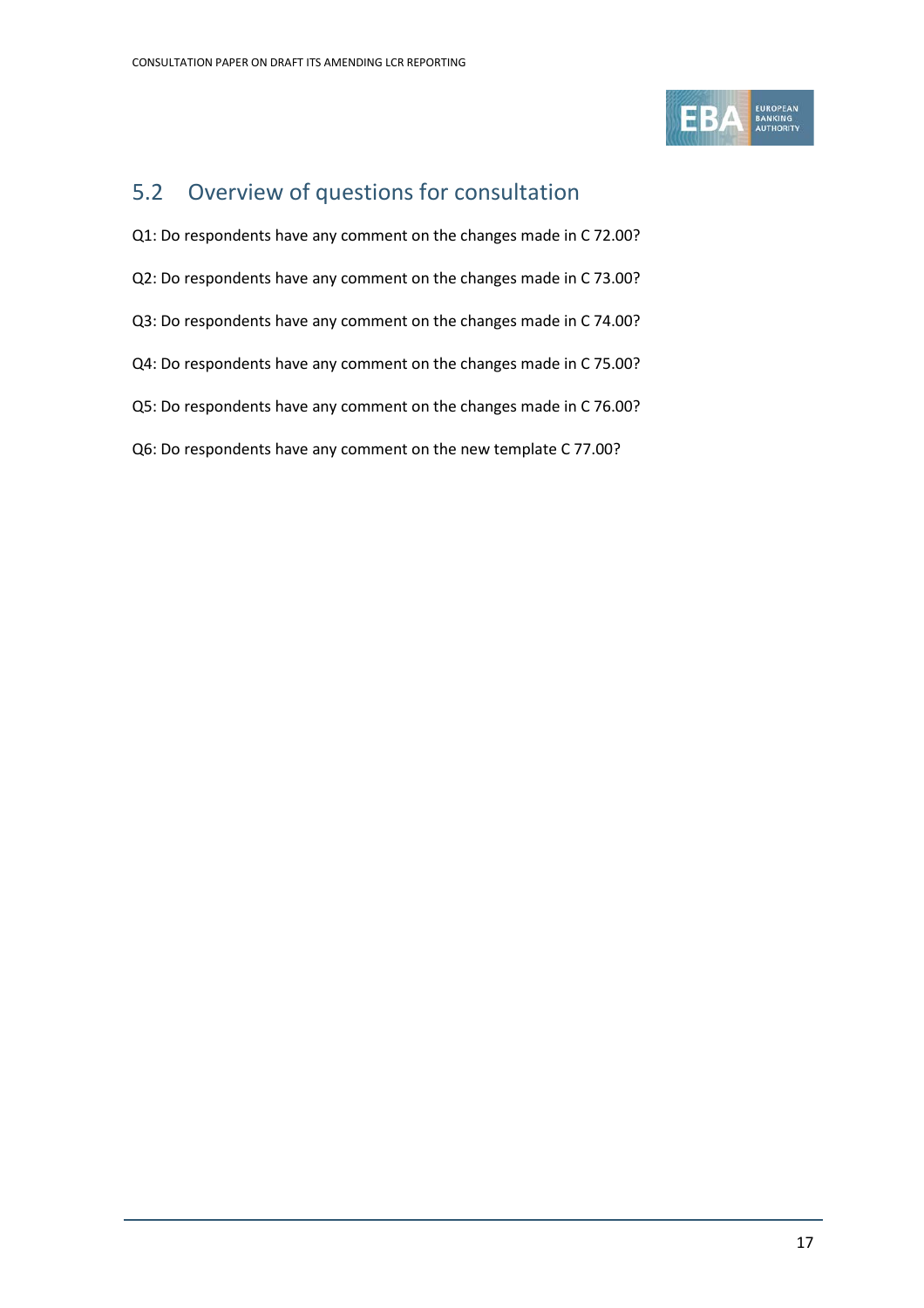## 5.2 Overview of questions for consultation

Q1: Do respondents have any comment on the changes made in C 72.00?

Q2: Do respondents have any comment on the changes made in C 73.00?

Q3: Do respondents have any comment on the changes made in C 74.00?

Q4: Do respondents have any comment on the changes made in C 75.00?

Q5: Do respondents have any comment on the changes made in C 76.00?

Q6: Do respondents have any comment on the new template C 77.00?